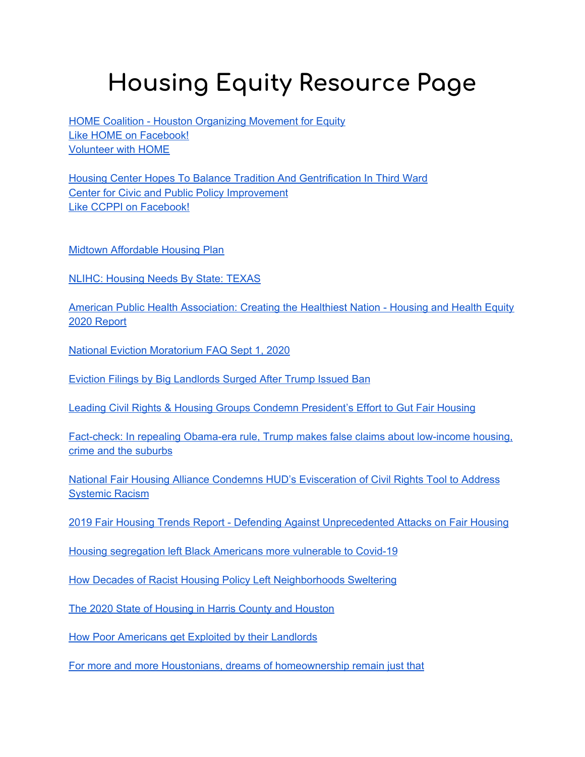# Housing Equity Resource Page

HOME Coalition - Houston Organizing Movement for Equity
Like HOME on Facebook!
Volunteer with HOME

Housing Center Hopes To Balance Tradition And Gentrification In Third Ward
Center for Civic and Public Policy Improvement
Like CCPPI on Facebook!

Midtown Affordable Housing Plan

NLIHC: Housing Needs By State: TEXAS

American Public Health Association: Creating the Healthiest Nation - Housing and Health Equity 2020 Report

National Eviction Moratorium FAQ Sept 1, 2020

Eviction Filings by Big Landlords Surged After Trump Issued Ban

Leading Civil Rights & Housing Groups Condemn President's Effort to Gut Fair Housing

Fact-check: In repealing Obama-era rule, Trump makes false claims about low-income housing, crime and the suburbs

National Fair Housing Alliance Condemns HUD's Evisceration of Civil Rights Tool to Address Systemic Racism

2019 Fair Housing Trends Report - Defending Against Unprecedented Attacks on Fair Housing

Housing segregation left Black Americans more vulnerable to Covid-19

How Decades of Racist Housing Policy Left Neighborhoods Sweltering

The 2020 State of Housing in Harris County and Houston

How Poor Americans get Exploited by their Landlords

For more and more Houstonians, dreams of homeownership remain just that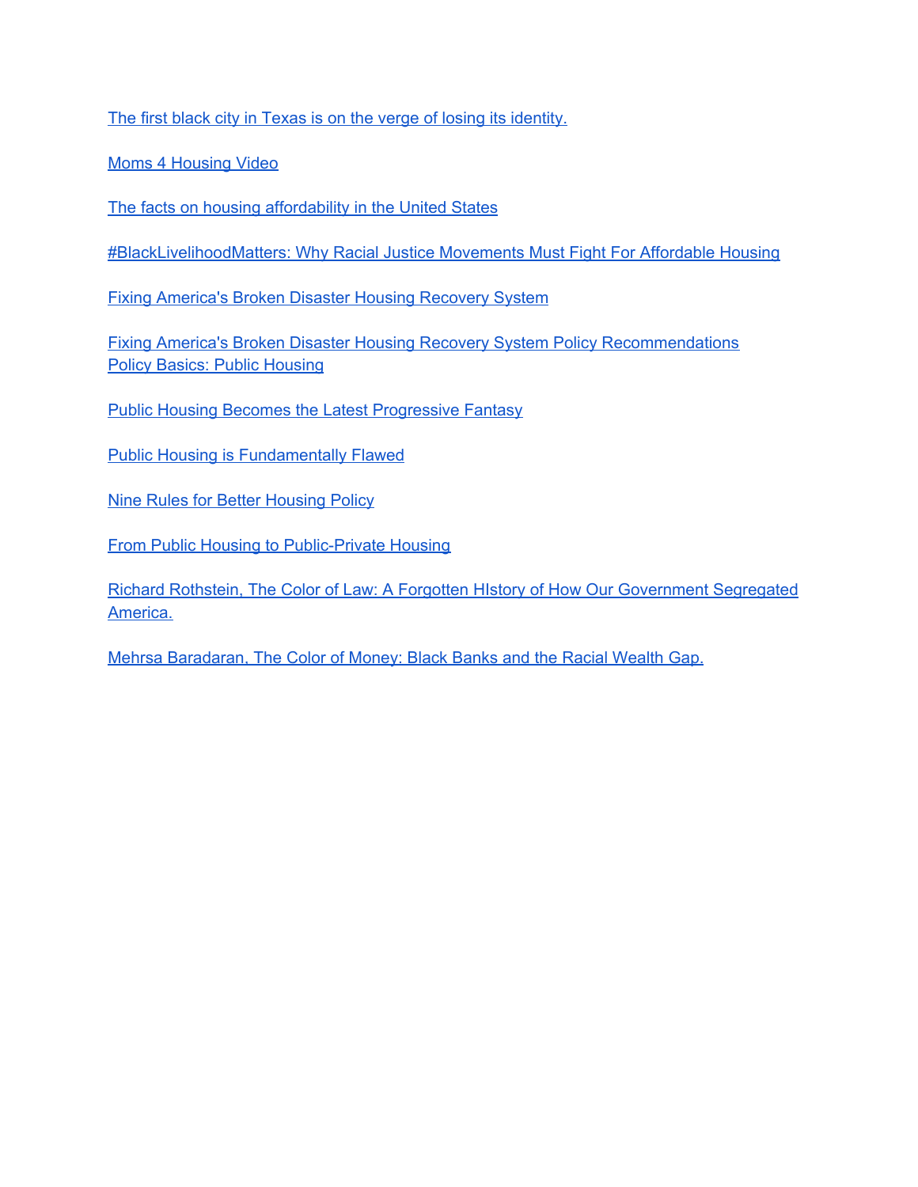The first black city in Texas is on the verge of losing its identity.

Moms 4 Housing Video

The facts on housing affordability in the United States

#BlackLivelihoodMatters: Why Racial Justice Movements Must Fight For Affordable Housing

Fixing America's Broken Disaster Housing Recovery System

Fixing America's Broken Disaster Housing Recovery System Policy Recommendations
Policy Basics: Public Housing

Public Housing Becomes the Latest Progressive Fantasy

Public Housing is Fundamentally Flawed

Nine Rules for Better Housing Policy

From Public Housing to Public-Private Housing

Richard Rothstein, The Color of Law: A Forgotten HIstory of How Our Government Segregated America.

Mehrsa Baradaran, The Color of Money: Black Banks and the Racial Wealth Gap.